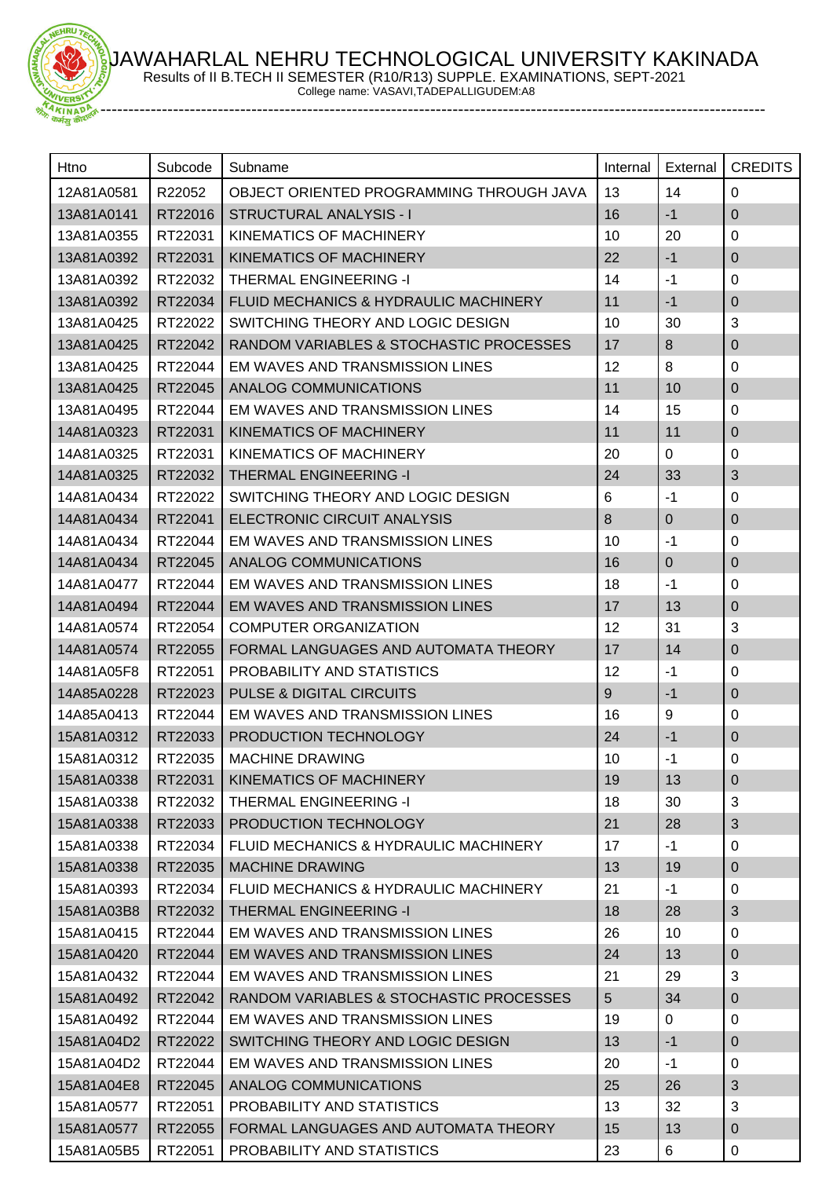# JAWAHARLAL NEHRU TECHNOLOGICAL UNIVERSITY KAKINADA

Results of II B.TECH II SEMESTER (R10/R13) SUPPLE. EXAMINATIONS, SEPT-2021

College name: VASAVI,TADEPALLIGUDEM:A8

| Htno | Subcode | Subname | Internal | External | CREDITS |
|---|---|---|---|---|---|
| 12A81A0581 | R22052 | OBJECT ORIENTED PROGRAMMING THROUGH JAVA | 13 | 14 | 0 |
| 13A81A0141 | RT22016 | STRUCTURAL ANALYSIS - I | 16 | -1 | 0 |
| 13A81A0355 | RT22031 | KINEMATICS OF MACHINERY | 10 | 20 | 0 |
| 13A81A0392 | RT22031 | KINEMATICS OF MACHINERY | 22 | -1 | 0 |
| 13A81A0392 | RT22032 | THERMAL ENGINEERING -I | 14 | -1 | 0 |
| 13A81A0392 | RT22034 | FLUID MECHANICS & HYDRAULIC MACHINERY | 11 | -1 | 0 |
| 13A81A0425 | RT22022 | SWITCHING THEORY AND LOGIC DESIGN | 10 | 30 | 3 |
| 13A81A0425 | RT22042 | RANDOM VARIABLES & STOCHASTIC PROCESSES | 17 | 8 | 0 |
| 13A81A0425 | RT22044 | EM WAVES AND TRANSMISSION LINES | 12 | 8 | 0 |
| 13A81A0425 | RT22045 | ANALOG COMMUNICATIONS | 11 | 10 | 0 |
| 13A81A0495 | RT22044 | EM WAVES AND TRANSMISSION LINES | 14 | 15 | 0 |
| 14A81A0323 | RT22031 | KINEMATICS OF MACHINERY | 11 | 11 | 0 |
| 14A81A0325 | RT22031 | KINEMATICS OF MACHINERY | 20 | 0 | 0 |
| 14A81A0325 | RT22032 | THERMAL ENGINEERING -I | 24 | 33 | 3 |
| 14A81A0434 | RT22022 | SWITCHING THEORY AND LOGIC DESIGN | 6 | -1 | 0 |
| 14A81A0434 | RT22041 | ELECTRONIC CIRCUIT ANALYSIS | 8 | 0 | 0 |
| 14A81A0434 | RT22044 | EM WAVES AND TRANSMISSION LINES | 10 | -1 | 0 |
| 14A81A0434 | RT22045 | ANALOG COMMUNICATIONS | 16 | 0 | 0 |
| 14A81A0477 | RT22044 | EM WAVES AND TRANSMISSION LINES | 18 | -1 | 0 |
| 14A81A0494 | RT22044 | EM WAVES AND TRANSMISSION LINES | 17 | 13 | 0 |
| 14A81A0574 | RT22054 | COMPUTER ORGANIZATION | 12 | 31 | 3 |
| 14A81A0574 | RT22055 | FORMAL LANGUAGES AND AUTOMATA THEORY | 17 | 14 | 0 |
| 14A81A05F8 | RT22051 | PROBABILITY AND STATISTICS | 12 | -1 | 0 |
| 14A85A0228 | RT22023 | PULSE & DIGITAL CIRCUITS | 9 | -1 | 0 |
| 14A85A0413 | RT22044 | EM WAVES AND TRANSMISSION LINES | 16 | 9 | 0 |
| 15A81A0312 | RT22033 | PRODUCTION TECHNOLOGY | 24 | -1 | 0 |
| 15A81A0312 | RT22035 | MACHINE DRAWING | 10 | -1 | 0 |
| 15A81A0338 | RT22031 | KINEMATICS OF MACHINERY | 19 | 13 | 0 |
| 15A81A0338 | RT22032 | THERMAL ENGINEERING -I | 18 | 30 | 3 |
| 15A81A0338 | RT22033 | PRODUCTION TECHNOLOGY | 21 | 28 | 3 |
| 15A81A0338 | RT22034 | FLUID MECHANICS & HYDRAULIC MACHINERY | 17 | -1 | 0 |
| 15A81A0338 | RT22035 | MACHINE DRAWING | 13 | 19 | 0 |
| 15A81A0393 | RT22034 | FLUID MECHANICS & HYDRAULIC MACHINERY | 21 | -1 | 0 |
| 15A81A03B8 | RT22032 | THERMAL ENGINEERING -I | 18 | 28 | 3 |
| 15A81A0415 | RT22044 | EM WAVES AND TRANSMISSION LINES | 26 | 10 | 0 |
| 15A81A0420 | RT22044 | EM WAVES AND TRANSMISSION LINES | 24 | 13 | 0 |
| 15A81A0432 | RT22044 | EM WAVES AND TRANSMISSION LINES | 21 | 29 | 3 |
| 15A81A0492 | RT22042 | RANDOM VARIABLES & STOCHASTIC PROCESSES | 5 | 34 | 0 |
| 15A81A0492 | RT22044 | EM WAVES AND TRANSMISSION LINES | 19 | 0 | 0 |
| 15A81A04D2 | RT22022 | SWITCHING THEORY AND LOGIC DESIGN | 13 | -1 | 0 |
| 15A81A04D2 | RT22044 | EM WAVES AND TRANSMISSION LINES | 20 | -1 | 0 |
| 15A81A04E8 | RT22045 | ANALOG COMMUNICATIONS | 25 | 26 | 3 |
| 15A81A0577 | RT22051 | PROBABILITY AND STATISTICS | 13 | 32 | 3 |
| 15A81A0577 | RT22055 | FORMAL LANGUAGES AND AUTOMATA THEORY | 15 | 13 | 0 |
| 15A81A05B5 | RT22051 | PROBABILITY AND STATISTICS | 23 | 6 | 0 |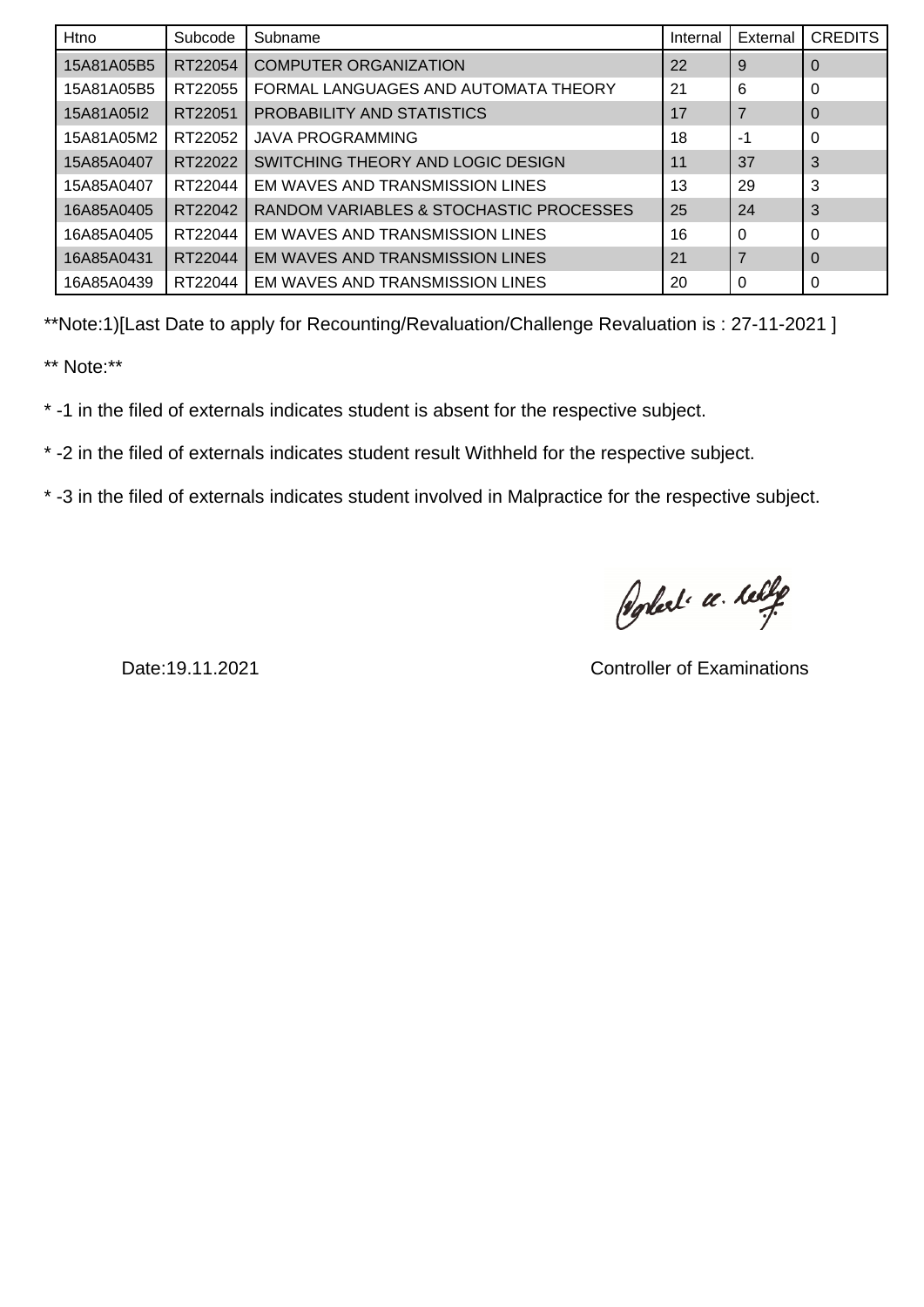| Htno | Subcode | Subname | Internal | External | CREDITS |
|---|---|---|---|---|---|
| 15A81A05B5 | RT22054 | COMPUTER ORGANIZATION | 22 | 9 | 0 |
| 15A81A05B5 | RT22055 | FORMAL LANGUAGES AND AUTOMATA THEORY | 21 | 6 | 0 |
| 15A81A05I2 | RT22051 | PROBABILITY AND STATISTICS | 17 | 7 | 0 |
| 15A81A05M2 | RT22052 | JAVA PROGRAMMING | 18 | -1 | 0 |
| 15A85A0407 | RT22022 | SWITCHING THEORY AND LOGIC DESIGN | 11 | 37 | 3 |
| 15A85A0407 | RT22044 | EM WAVES AND TRANSMISSION LINES | 13 | 29 | 3 |
| 16A85A0405 | RT22042 | RANDOM VARIABLES & STOCHASTIC PROCESSES | 25 | 24 | 3 |
| 16A85A0405 | RT22044 | EM WAVES AND TRANSMISSION LINES | 16 | 0 | 0 |
| 16A85A0431 | RT22044 | EM WAVES AND TRANSMISSION LINES | 21 | 7 | 0 |
| 16A85A0439 | RT22044 | EM WAVES AND TRANSMISSION LINES | 20 | 0 | 0 |

**Note:1)[Last Date to apply for Recounting/Revaluation/Challenge Revaluation is : 27-11-2021 ]

** Note:**

* -1 in the filed of externals indicates student is absent for the respective subject.

* -2 in the filed of externals indicates student result Withheld for the respective subject.

* -3 in the filed of externals indicates student involved in Malpractice for the respective subject.

Date:19.11.2021

Controller of Examinations